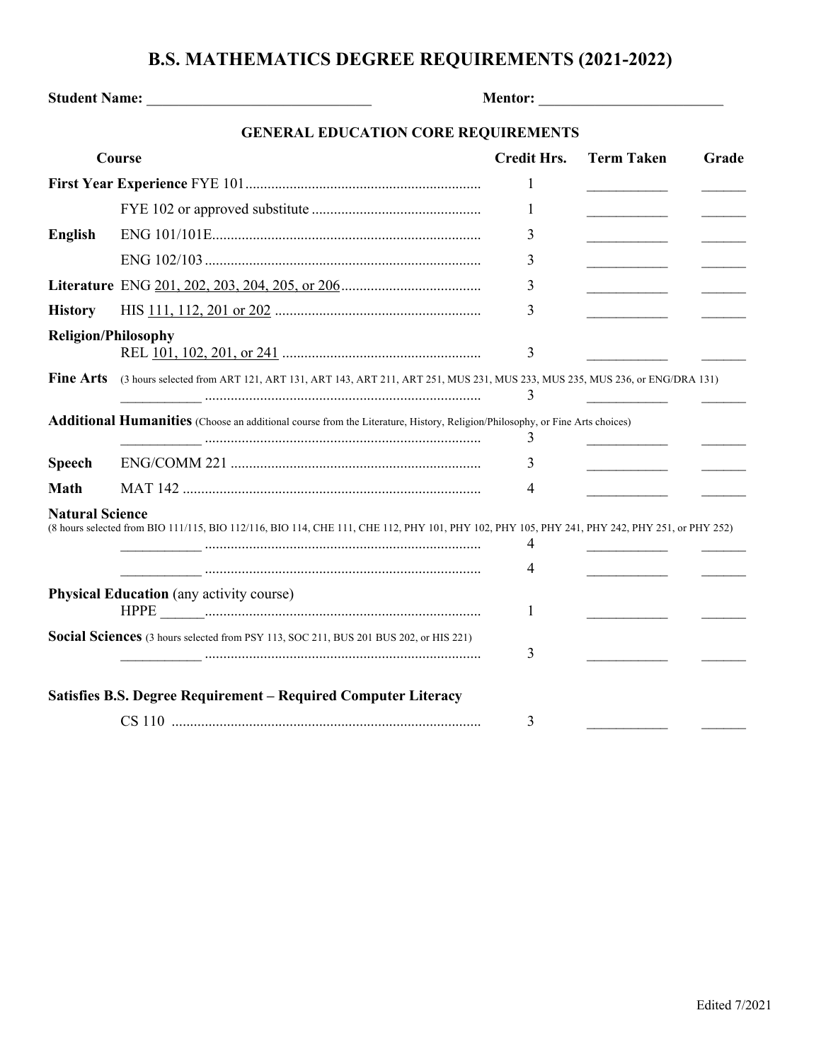# B.S. MATHEMATICS DEGREE REQUIREMENTS (2021-2022)

**Student Name:** ______________________________ **Mentor:** _________________________

## GENERAL EDUCATION CORE REQUIREMENTS

| Course | | Credit Hrs. | Term Taken | Grade |
|---|---|---|---|---|
| **First Year Experience** | FYE 101 | 1 | ___________ | ______ |
| | FYE 102 or approved substitute | 1 | ___________ | ______ |
| **English** | ENG 101/101E | 3 | ___________ | ______ |
| | ENG 102/103 | 3 | ___________ | ______ |
| **Literature** | ENG 201, 202, 203, 204, 205, or 206 | 3 | ___________ | ______ |
| **History** | HIS 111, 112, 201 or 202 | 3 | ___________ | ______ |
| **Religion/Philosophy** | REL 101, 102, 201, or 241 | 3 | ___________ | ______ |
| **Fine Arts** (3 hours selected from ART 121, ART 131, ART 143, ART 211, ART 251, MUS 231, MUS 233, MUS 235, MUS 236, or ENG/DRA 131) | ___________ | 3 | ___________ | ______ |
| **Additional Humanities** (Choose an additional course from the Literature, History, Religion/Philosophy, or Fine Arts choices) | ___________ | 3 | ___________ | ______ |
| **Speech** | ENG/COMM 221 | 3 | ___________ | ______ |
| **Math** | MAT 142 | 4 | ___________ | ______ |
| **Natural Science** (8 hours selected from BIO 111/115, BIO 112/116, BIO 114, CHE 111, CHE 112, PHY 101, PHY 102, PHY 105, PHY 241, PHY 242, PHY 251, or PHY 252) | ___________ | 4 | ___________ | ______ |
| | ___________ | 4 | ___________ | ______ |
| **Physical Education** (any activity course) | HPPE ______ | 1 | ___________ | ______ |
| **Social Sciences** (3 hours selected from PSY 113, SOC 211, BUS 201 BUS 202, or HIS 221) | ___________ | 3 | ___________ | ______ |

**Satisfies B.S. Degree Requirement – Required Computer Literacy**

| Course | Credit Hrs. | Term Taken | Grade |
|---|---|---|---|
| CS 110 | 3 | ___________ | ______ |

Edited 7/2021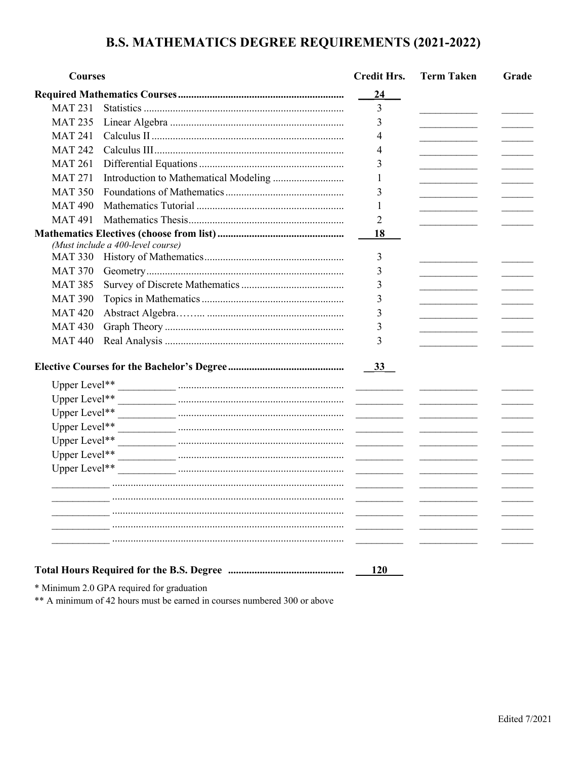# B.S. MATHEMATICS DEGREE REQUIREMENTS (2021-2022)

| Courses | | Credit Hrs. | Term Taken | Grade |
|---|---|---|---|---|
| **Required Mathematics Courses** | | **24** | | |
| MAT 231 | Statistics | 3 | ___________ | ______ |
| MAT 235 | Linear Algebra | 3 | ___________ | ______ |
| MAT 241 | Calculus II | 4 | ___________ | ______ |
| MAT 242 | Calculus III | 4 | ___________ | ______ |
| MAT 261 | Differential Equations | 3 | ___________ | ______ |
| MAT 271 | Introduction to Mathematical Modeling | 1 | ___________ | ______ |
| MAT 350 | Foundations of Mathematics | 3 | ___________ | ______ |
| MAT 490 | Mathematics Tutorial | 1 | ___________ | ______ |
| MAT 491 | Mathematics Thesis | 2 | ___________ | ______ |
| **Mathematics Electives (choose from list)** *(Must include a 400-level course)* | | **18** | | |
| MAT 330 | History of Mathematics | 3 | ___________ | ______ |
| MAT 370 | Geometry | 3 | ___________ | ______ |
| MAT 385 | Survey of Discrete Mathematics | 3 | ___________ | ______ |
| MAT 390 | Topics in Mathematics | 3 | ___________ | ______ |
| MAT 420 | Abstract Algebra | 3 | ___________ | ______ |
| MAT 430 | Graph Theory | 3 | ___________ | ______ |
| MAT 440 | Real Analysis | 3 | ___________ | ______ |
| **Elective Courses for the Bachelor's Degree** | | **33** | | |
| Upper Level** | ___________ | _________ | ___________ | ______ |
| Upper Level** | ___________ | _________ | ___________ | ______ |
| Upper Level** | ___________ | _________ | ___________ | ______ |
| Upper Level** | ___________ | _________ | ___________ | ______ |
| Upper Level** | ___________ | _________ | ___________ | ______ |
| Upper Level** | ___________ | _________ | ___________ | ______ |
| Upper Level** | ___________ | _________ | ___________ | ______ |
| ___________ | | _________ | ___________ | ______ |
| ___________ | | _________ | ___________ | ______ |
| ___________ | | _________ | ___________ | ______ |
| ___________ | | _________ | ___________ | ______ |
| ___________ | | _________ | ___________ | ______ |
| **Total Hours Required for the B.S. Degree** | | **120** | | |

\* Minimum 2.0 GPA required for graduation

** A minimum of 42 hours must be earned in courses numbered 300 or above

Edited 7/2021